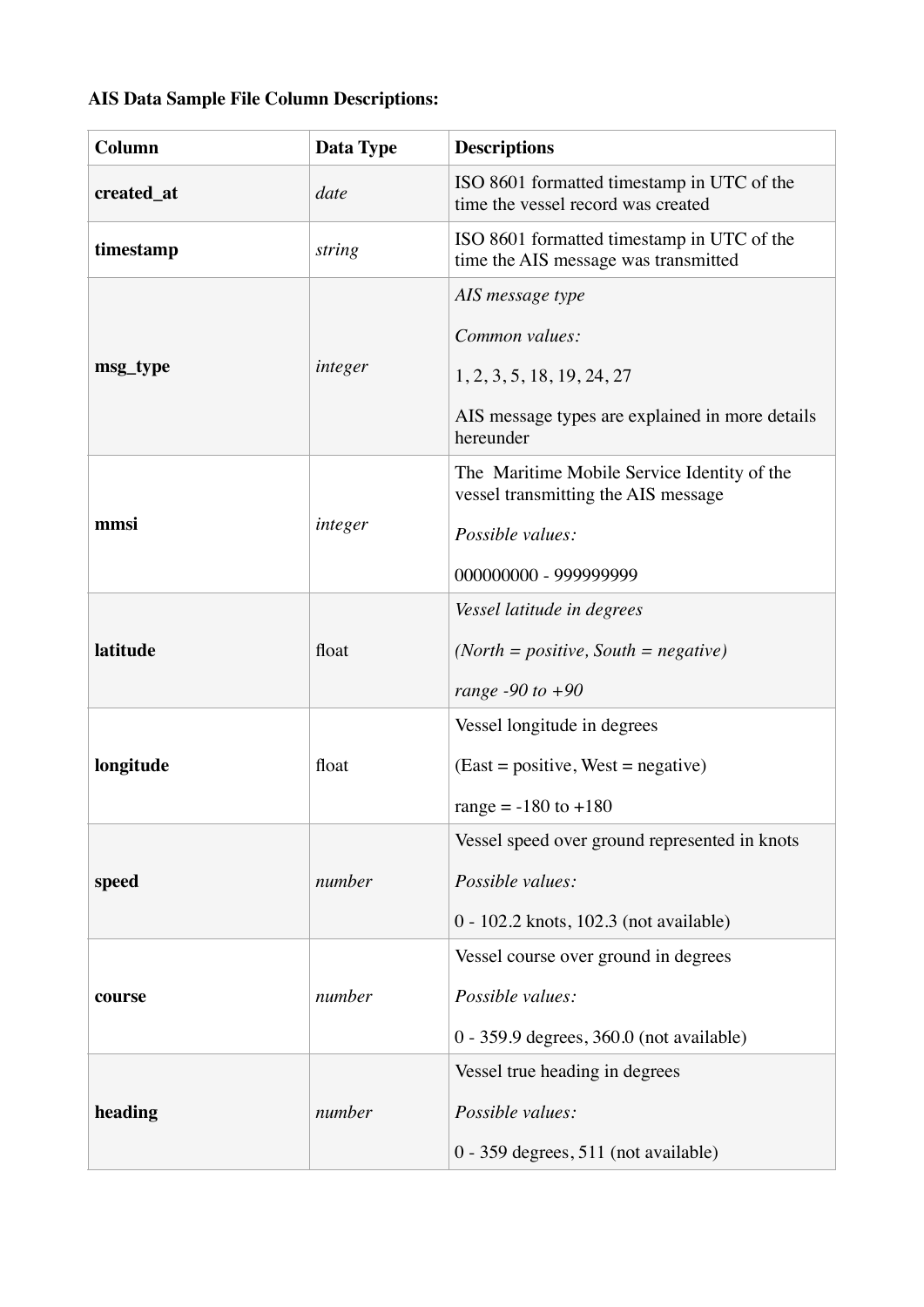**AIS Data Sample File Column Descriptions:**

| Column | Data Type | Descriptions |
|---|---|---|
| **created_at** | *date* | ISO 8601 formatted timestamp in UTC of the time the vessel record was created |
| **timestamp** | *string* | ISO 8601 formatted timestamp in UTC of the time the AIS message was transmitted |
| **msg_type** | *integer* | *AIS message type*<br><br>*Common values:*<br><br>1, 2, 3, 5, 18, 19, 24, 27<br><br>AIS message types are explained in more details hereunder |
| **mmsi** | *integer* | The Maritime Mobile Service Identity of the vessel transmitting the AIS message<br><br>*Possible values:*<br><br>000000000 - 999999999 |
| **latitude** | float | *Vessel latitude in degrees*<br><br>*(North = positive, South = negative)*<br><br>*range -90 to +90* |
| **longitude** | float | Vessel longitude in degrees<br><br>(East = positive, West = negative)<br><br>range = -180 to +180 |
| **speed** | *number* | Vessel speed over ground represented in knots<br><br>*Possible values:*<br><br>0 - 102.2 knots, 102.3 (not available) |
| **course** | *number* | Vessel course over ground in degrees<br><br>*Possible values:*<br><br>0 - 359.9 degrees, 360.0 (not available) |
| **heading** | *number* | Vessel true heading in degrees<br><br>*Possible values:*<br><br>0 - 359 degrees, 511 (not available) |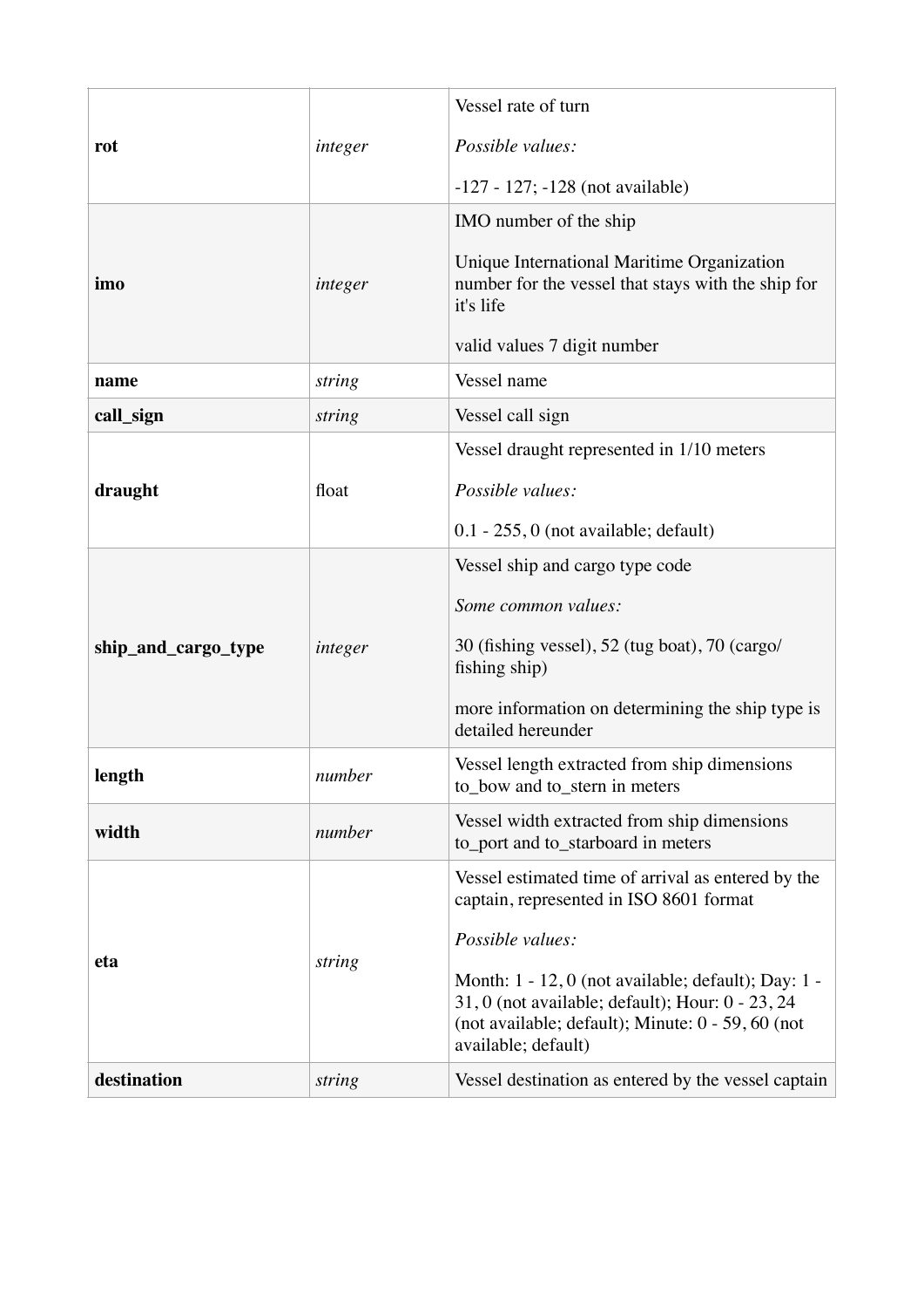| | | |
|---|---|---|
| **rot** | *integer* | Vessel rate of turn<br><br>*Possible values:*<br><br>-127 - 127; -128 (not available) |
| **imo** | *integer* | IMO number of the ship<br><br>Unique International Maritime Organization number for the vessel that stays with the ship for it's life<br><br>valid values 7 digit number |
| **name** | *string* | Vessel name |
| **call_sign** | *string* | Vessel call sign |
| **draught** | float | Vessel draught represented in 1/10 meters<br><br>*Possible values:*<br><br>0.1 - 255, 0 (not available; default) |
| **ship_and_cargo_type** | *integer* | Vessel ship and cargo type code<br><br>*Some common values:*<br><br>30 (fishing vessel), 52 (tug boat), 70 (cargo/ fishing ship)<br><br>more information on determining the ship type is detailed hereunder |
| **length** | *number* | Vessel length extracted from ship dimensions to_bow and to_stern in meters |
| **width** | *number* | Vessel width extracted from ship dimensions to_port and to_starboard in meters |
| **eta** | *string* | Vessel estimated time of arrival as entered by the captain, represented in ISO 8601 format<br><br>*Possible values:*<br><br>Month: 1 - 12, 0 (not available; default); Day: 1 - 31, 0 (not available; default); Hour: 0 - 23, 24 (not available; default); Minute: 0 - 59, 60 (not available; default) |
| **destination** | *string* | Vessel destination as entered by the vessel captain |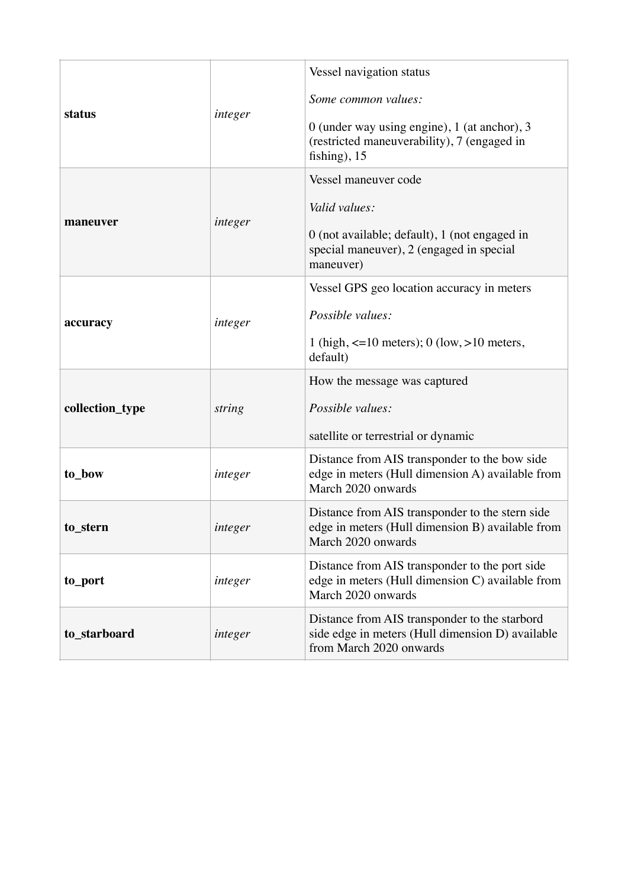| | | |
|---|---|---|
| **status** | *integer* | Vessel navigation status<br><br>*Some common values:*<br><br>0 (under way using engine), 1 (at anchor), 3 (restricted maneuverability), 7 (engaged in fishing), 15 |
| **maneuver** | *integer* | Vessel maneuver code<br><br>*Valid values:*<br><br>0 (not available; default), 1 (not engaged in special maneuver), 2 (engaged in special maneuver) |
| **accuracy** | *integer* | Vessel GPS geo location accuracy in meters<br><br>*Possible values:*<br><br>1 (high, <=10 meters); 0 (low, >10 meters, default) |
| **collection_type** | *string* | How the message was captured<br><br>*Possible values:*<br><br>satellite or terrestrial or dynamic |
| **to_bow** | *integer* | Distance from AIS transponder to the bow side edge in meters (Hull dimension A) available from March 2020 onwards |
| **to_stern** | *integer* | Distance from AIS transponder to the stern side edge in meters (Hull dimension B) available from March 2020 onwards |
| **to_port** | *integer* | Distance from AIS transponder to the port side edge in meters (Hull dimension C) available from March 2020 onwards |
| **to_starboard** | *integer* | Distance from AIS transponder to the starbord side edge in meters (Hull dimension D) available from March 2020 onwards |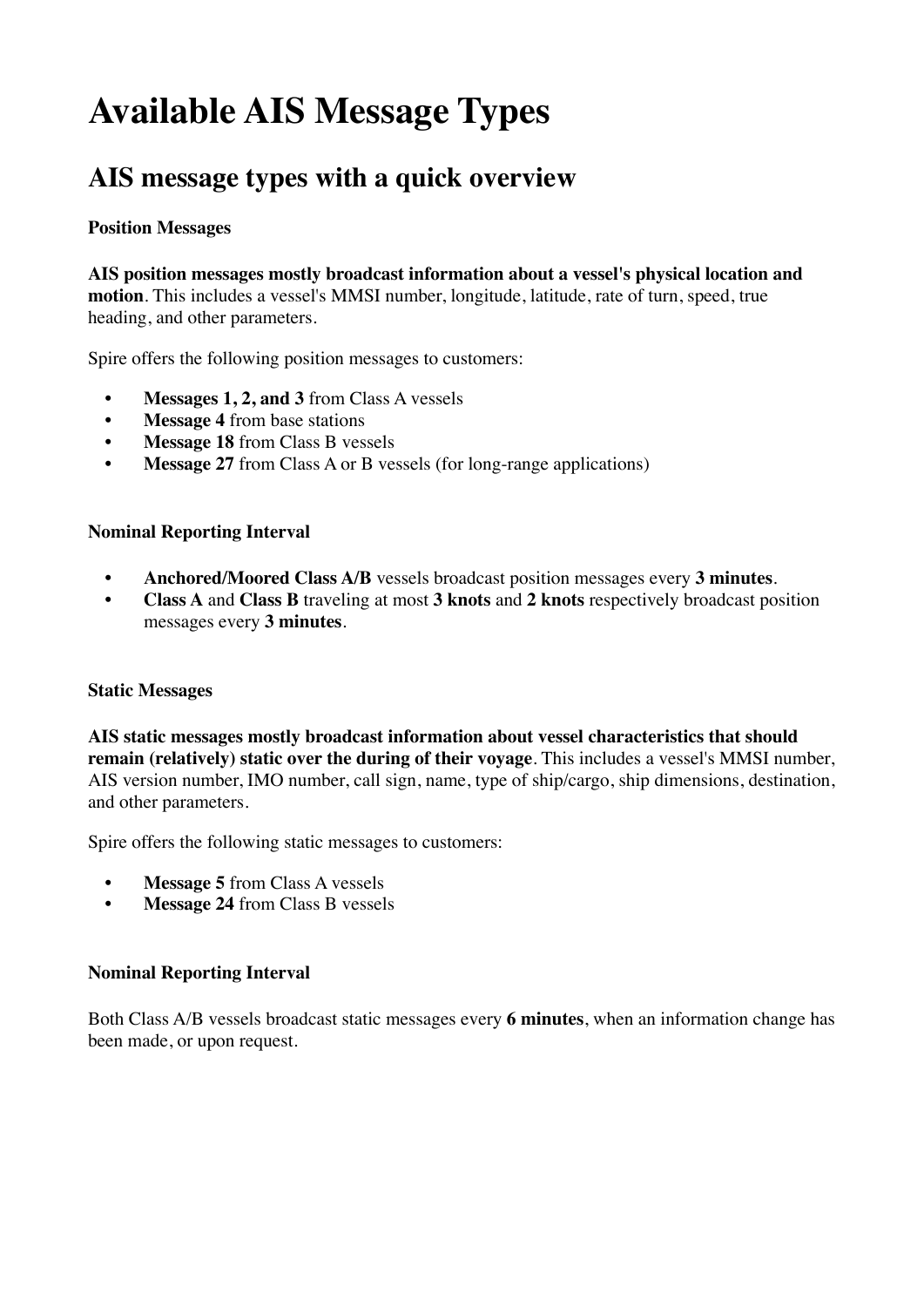# Available AIS Message Types

## AIS message types with a quick overview

**Position Messages**

**AIS position messages mostly broadcast information about a vessel's physical location and motion**. This includes a vessel's MMSI number, longitude, latitude, rate of turn, speed, true heading, and other parameters.

Spire offers the following position messages to customers:

- **Messages 1, 2, and 3** from Class A vessels
- **Message 4** from base stations
- **Message 18** from Class B vessels
- **Message 27** from Class A or B vessels (for long-range applications)

**Nominal Reporting Interval**

- **Anchored/Moored Class A/B** vessels broadcast position messages every **3 minutes**.
- **Class A** and **Class B** traveling at most **3 knots** and **2 knots** respectively broadcast position messages every **3 minutes**.

**Static Messages**

**AIS static messages mostly broadcast information about vessel characteristics that should remain (relatively) static over the during of their voyage**. This includes a vessel's MMSI number, AIS version number, IMO number, call sign, name, type of ship/cargo, ship dimensions, destination, and other parameters.

Spire offers the following static messages to customers:

- **Message 5** from Class A vessels
- **Message 24** from Class B vessels

**Nominal Reporting Interval**

Both Class A/B vessels broadcast static messages every **6 minutes**, when an information change has been made, or upon request.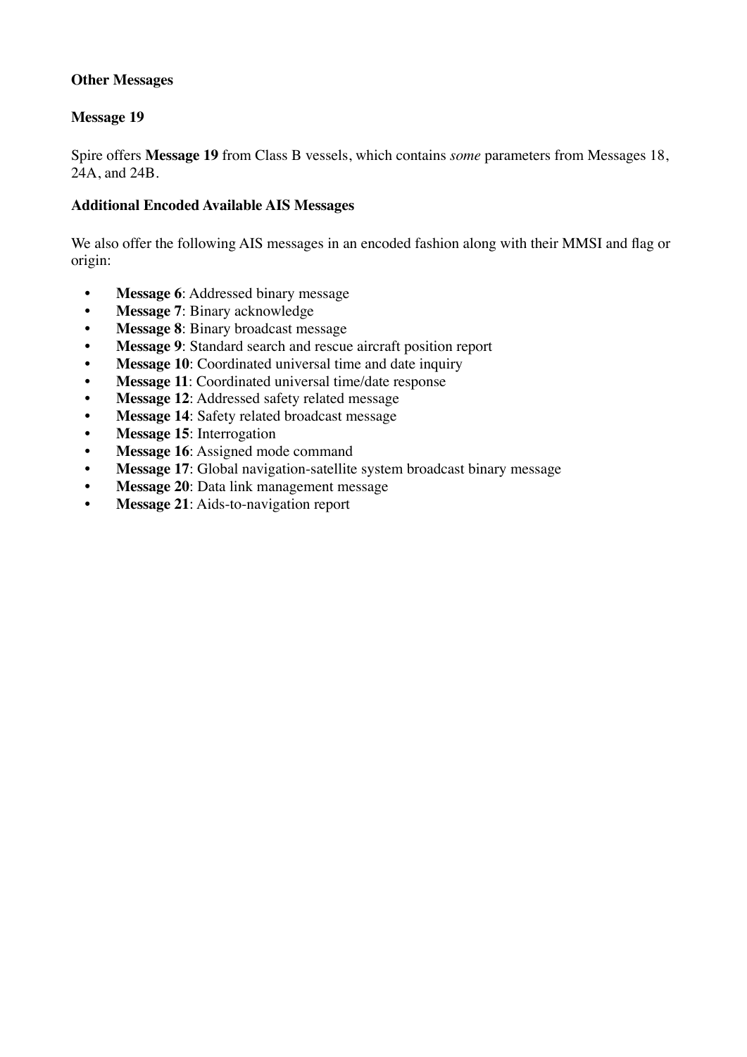### Other Messages

### Message 19

Spire offers **Message 19** from Class B vessels, which contains *some* parameters from Messages 18, 24A, and 24B.

### Additional Encoded Available AIS Messages

We also offer the following AIS messages in an encoded fashion along with their MMSI and flag or origin:

- **Message 6**: Addressed binary message
- **Message 7**: Binary acknowledge
- **Message 8**: Binary broadcast message
- **Message 9**: Standard search and rescue aircraft position report
- **Message 10**: Coordinated universal time and date inquiry
- **Message 11**: Coordinated universal time/date response
- **Message 12**: Addressed safety related message
- **Message 14**: Safety related broadcast message
- **Message 15**: Interrogation
- **Message 16**: Assigned mode command
- **Message 17**: Global navigation-satellite system broadcast binary message
- **Message 20**: Data link management message
- **Message 21**: Aids-to-navigation report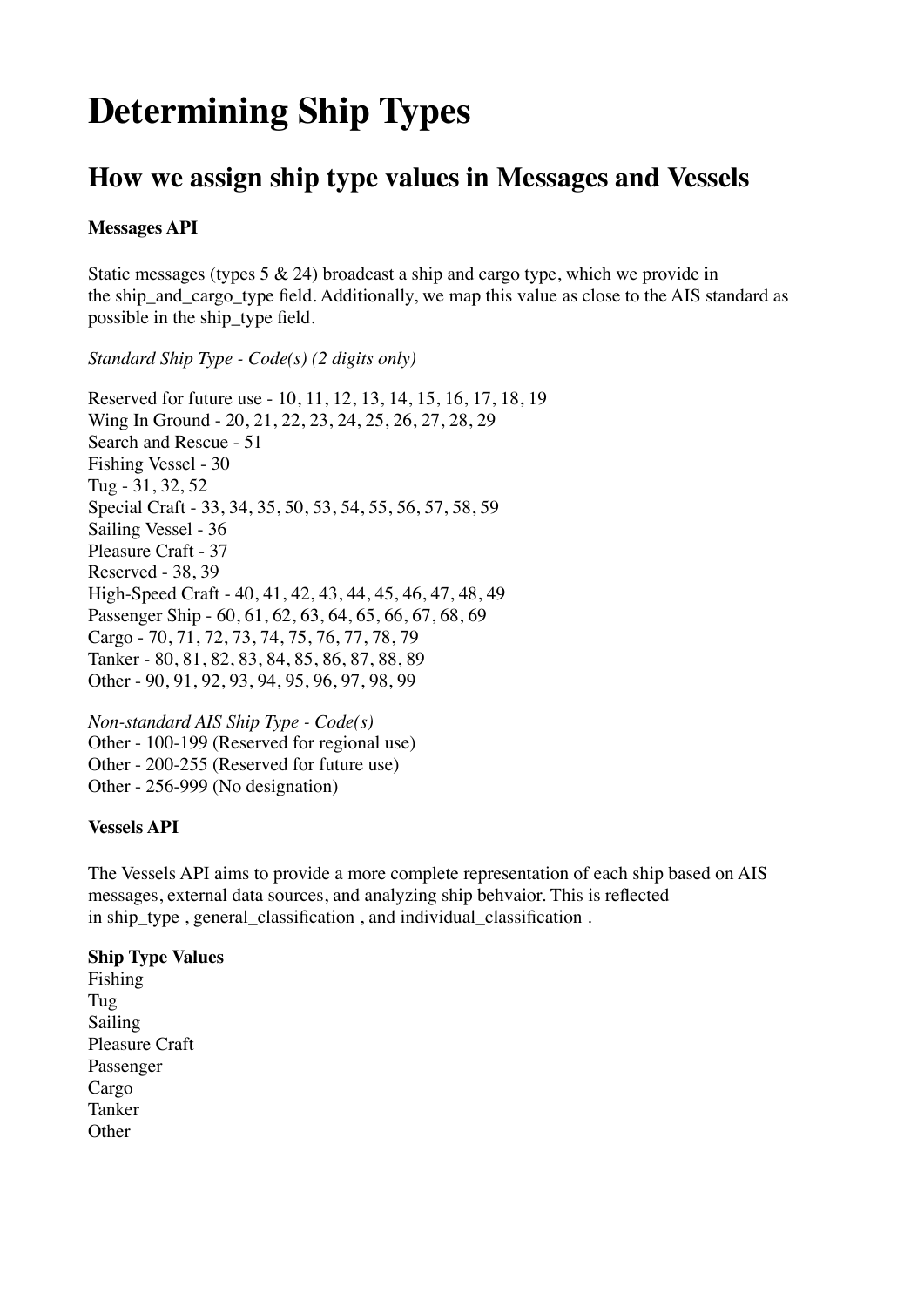# Determining Ship Types

## How we assign ship type values in Messages and Vessels

**Messages API**

Static messages (types 5 & 24) broadcast a ship and cargo type, which we provide in the ship_and_cargo_type field. Additionally, we map this value as close to the AIS standard as possible in the ship_type field.

*Standard Ship Type - Code(s) (2 digits only)*

Reserved for future use - 10, 11, 12, 13, 14, 15, 16, 17, 18, 19
Wing In Ground - 20, 21, 22, 23, 24, 25, 26, 27, 28, 29
Search and Rescue - 51
Fishing Vessel - 30
Tug - 31, 32, 52
Special Craft - 33, 34, 35, 50, 53, 54, 55, 56, 57, 58, 59
Sailing Vessel - 36
Pleasure Craft - 37
Reserved - 38, 39
High-Speed Craft - 40, 41, 42, 43, 44, 45, 46, 47, 48, 49
Passenger Ship - 60, 61, 62, 63, 64, 65, 66, 67, 68, 69
Cargo - 70, 71, 72, 73, 74, 75, 76, 77, 78, 79
Tanker - 80, 81, 82, 83, 84, 85, 86, 87, 88, 89
Other - 90, 91, 92, 93, 94, 95, 96, 97, 98, 99

*Non-standard AIS Ship Type - Code(s)*
Other - 100-199 (Reserved for regional use)
Other - 200-255 (Reserved for future use)
Other - 256-999 (No designation)

**Vessels API**

The Vessels API aims to provide a more complete representation of each ship based on AIS messages, external data sources, and analyzing ship behvaior. This is reflected in ship_type , general_classification , and individual_classification .

**Ship Type Values**
Fishing
Tug
Sailing
Pleasure Craft
Passenger
Cargo
Tanker
Other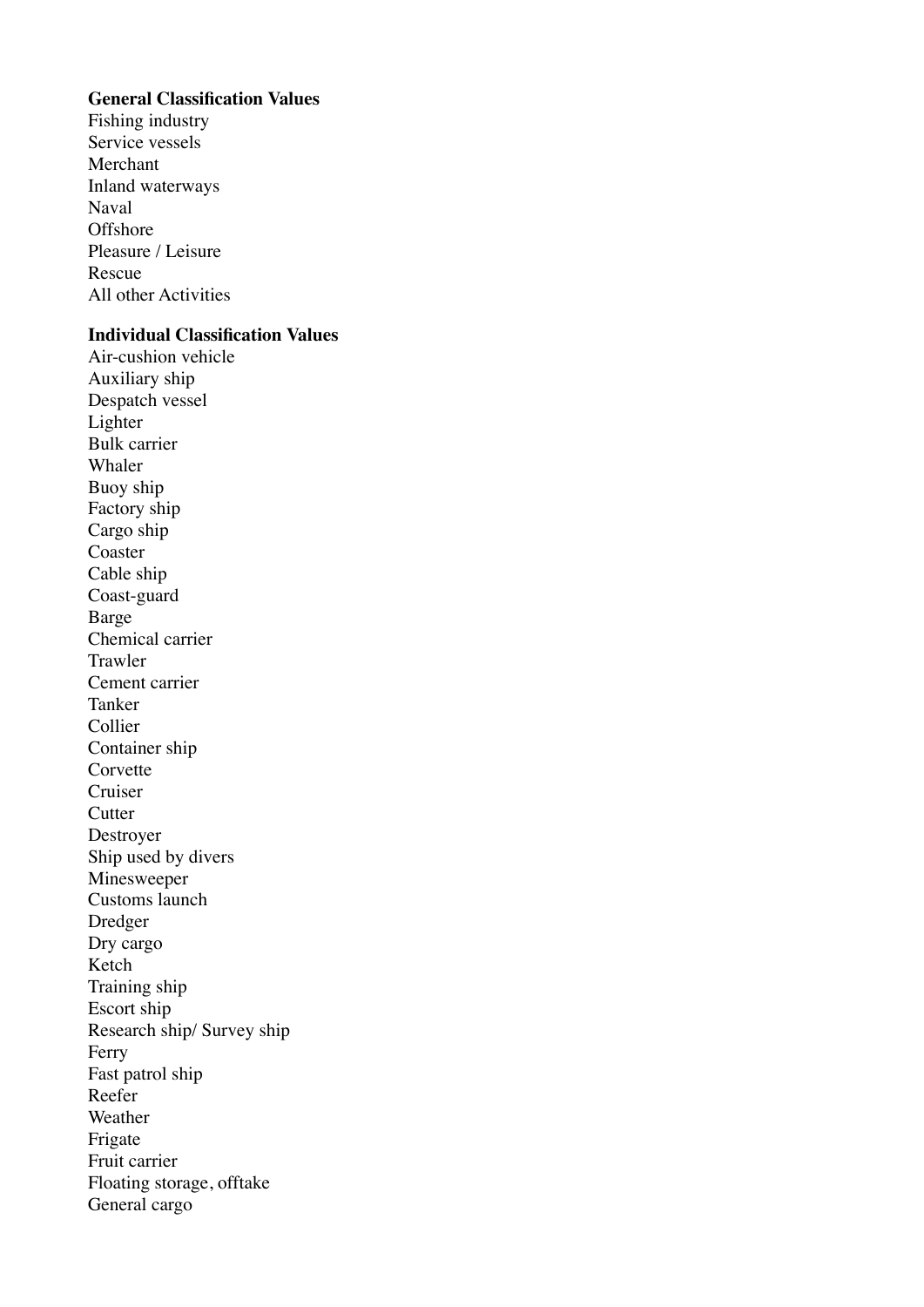**General Classification Values**

Fishing industry
Service vessels
Merchant
Inland waterways
Naval
Offshore
Pleasure / Leisure
Rescue
All other Activities

**Individual Classification Values**

Air-cushion vehicle
Auxiliary ship
Despatch vessel
Lighter
Bulk carrier
Whaler
Buoy ship
Factory ship
Cargo ship
Coaster
Cable ship
Coast-guard
Barge
Chemical carrier
Trawler
Cement carrier
Tanker
Collier
Container ship
Corvette
Cruiser
Cutter
Destroyer
Ship used by divers
Minesweeper
Customs launch
Dredger
Dry cargo
Ketch
Training ship
Escort ship
Research ship/ Survey ship
Ferry
Fast patrol ship
Reefer
Weather
Frigate
Fruit carrier
Floating storage, offtake
General cargo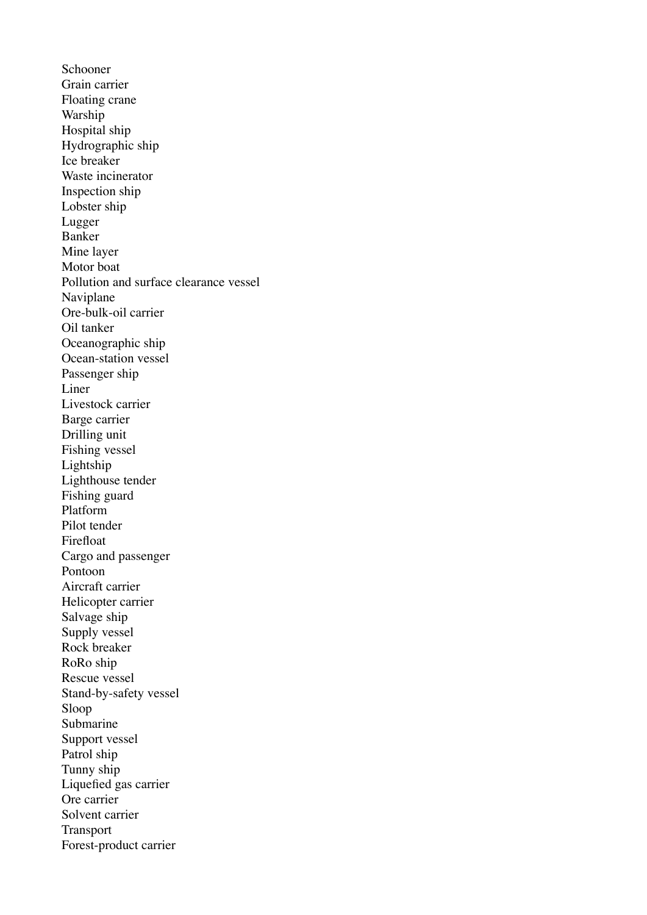Schooner
Grain carrier
Floating crane
Warship
Hospital ship
Hydrographic ship
Ice breaker
Waste incinerator
Inspection ship
Lobster ship
Lugger
Banker
Mine layer
Motor boat
Pollution and surface clearance vessel
Naviplane
Ore-bulk-oil carrier
Oil tanker
Oceanographic ship
Ocean-station vessel
Passenger ship
Liner
Livestock carrier
Barge carrier
Drilling unit
Fishing vessel
Lightship
Lighthouse tender
Fishing guard
Platform
Pilot tender
Firefloat
Cargo and passenger
Pontoon
Aircraft carrier
Helicopter carrier
Salvage ship
Supply vessel
Rock breaker
RoRo ship
Rescue vessel
Stand-by-safety vessel
Sloop
Submarine
Support vessel
Patrol ship
Tunny ship
Liquefied gas carrier
Ore carrier
Solvent carrier
Transport
Forest-product carrier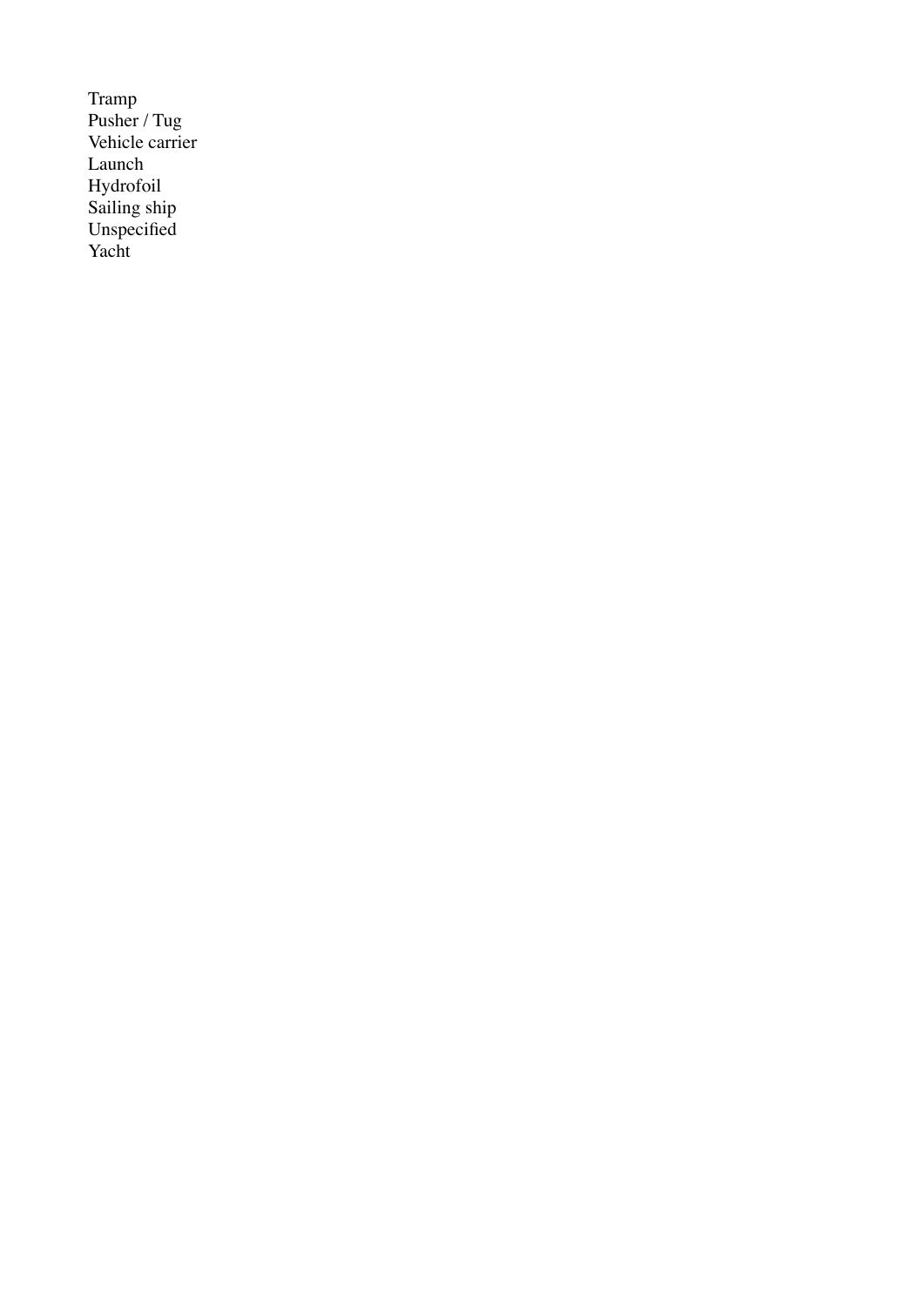Tramp
Pusher / Tug
Vehicle carrier
Launch
Hydrofoil
Sailing ship
Unspecified
Yacht